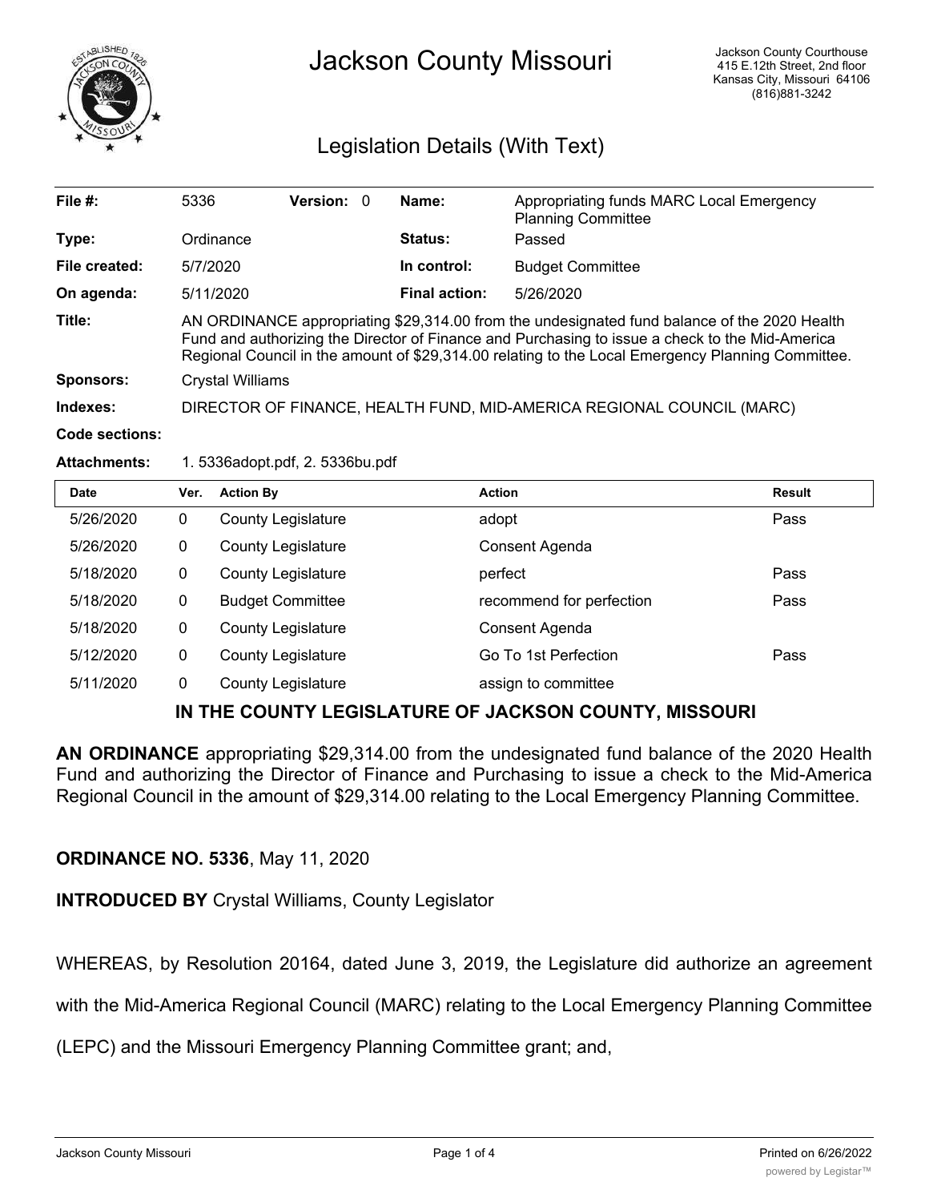# Jackson County Missouri

Jackson County Courthouse
415 E.12th Street, 2nd floor
Kansas City, Missouri 64106
(816)881-3242

## Legislation Details (With Text)

| | | | | | |
|---|---|---|---|---|---|
| **File #:** | 5336 | **Version:** 0 | | **Name:** | Appropriating funds MARC Local Emergency Planning Committee |
| **Type:** | Ordinance | | | **Status:** | Passed |
| **File created:** | 5/7/2020 | | | **In control:** | Budget Committee |
| **On agenda:** | 5/11/2020 | | | **Final action:** | 5/26/2020 |

**Title:** AN ORDINANCE appropriating $29,314.00 from the undesignated fund balance of the 2020 Health Fund and authorizing the Director of Finance and Purchasing to issue a check to the Mid-America Regional Council in the amount of $29,314.00 relating to the Local Emergency Planning Committee.

**Sponsors:** Crystal Williams

**Indexes:** DIRECTOR OF FINANCE, HEALTH FUND, MID-AMERICA REGIONAL COUNCIL (MARC)

**Code sections:**

**Attachments:** 1. 5336adopt.pdf, 2. 5336bu.pdf

| Date | Ver. | Action By | Action | Result |
|---|---|---|---|---|
| 5/26/2020 | 0 | County Legislature | adopt | Pass |
| 5/26/2020 | 0 | County Legislature | Consent Agenda | |
| 5/18/2020 | 0 | County Legislature | perfect | Pass |
| 5/18/2020 | 0 | Budget Committee | recommend for perfection | Pass |
| 5/18/2020 | 0 | County Legislature | Consent Agenda | |
| 5/12/2020 | 0 | County Legislature | Go To 1st Perfection | Pass |
| 5/11/2020 | 0 | County Legislature | assign to committee | |

**IN THE COUNTY LEGISLATURE OF JACKSON COUNTY, MISSOURI**

**AN ORDINANCE** appropriating $29,314.00 from the undesignated fund balance of the 2020 Health Fund and authorizing the Director of Finance and Purchasing to issue a check to the Mid-America Regional Council in the amount of $29,314.00 relating to the Local Emergency Planning Committee.

**ORDINANCE NO. 5336**, May 11, 2020

**INTRODUCED BY** Crystal Williams, County Legislator

WHEREAS, by Resolution 20164, dated June 3, 2019, the Legislature did authorize an agreement with the Mid-America Regional Council (MARC) relating to the Local Emergency Planning Committee (LEPC) and the Missouri Emergency Planning Committee grant; and,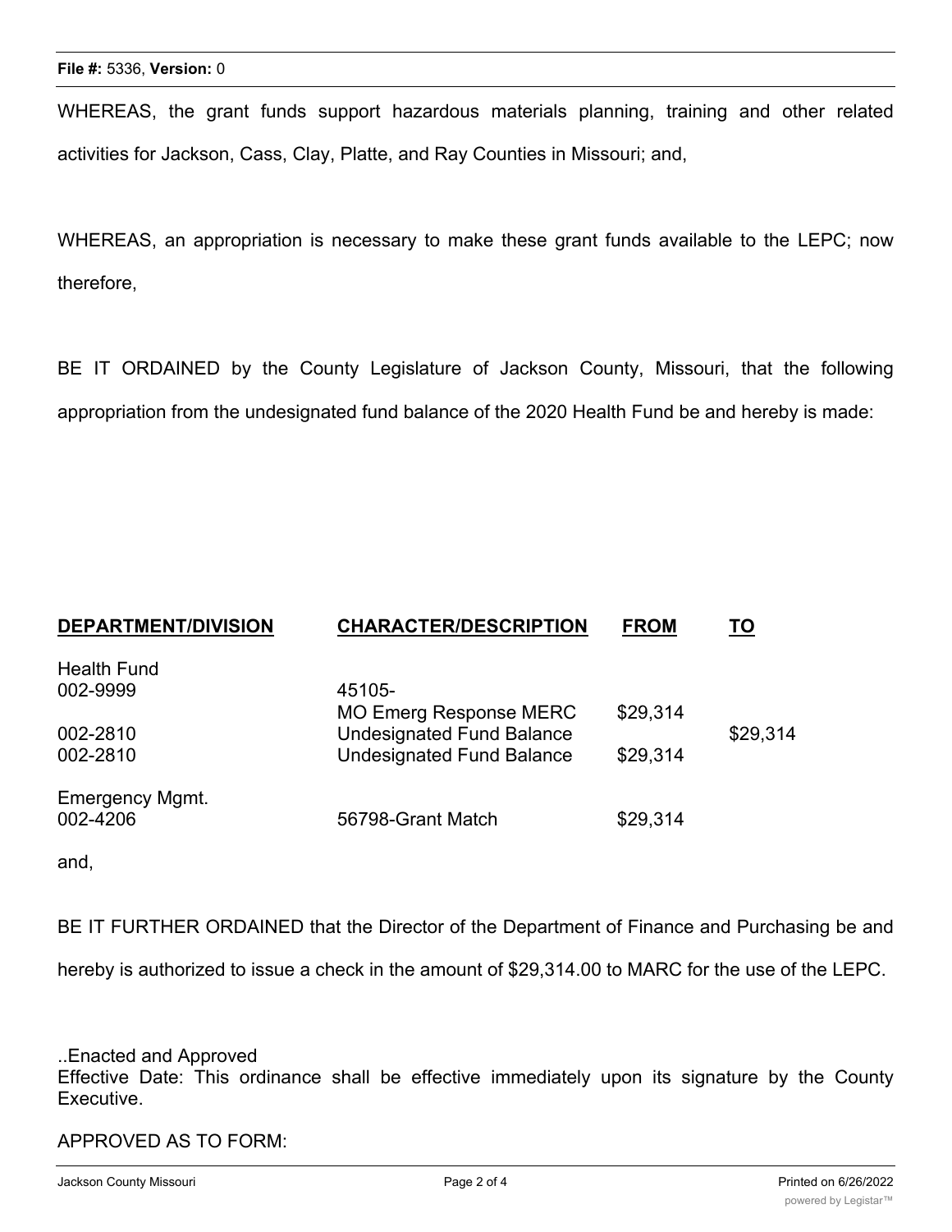**File #:** 5336, **Version:** 0

WHEREAS, the grant funds support hazardous materials planning, training and other related activities for Jackson, Cass, Clay, Platte, and Ray Counties in Missouri; and,

WHEREAS, an appropriation is necessary to make these grant funds available to the LEPC; now therefore,

BE IT ORDAINED by the County Legislature of Jackson County, Missouri, that the following appropriation from the undesignated fund balance of the 2020 Health Fund be and hereby is made:

| DEPARTMENT/DIVISION | CHARACTER/DESCRIPTION | FROM | TO |
|---|---|---|---|
| Health Fund | | | |
| 002-9999 | 45105-<br>MO Emerg Response MERC | $29,314 | |
| 002-2810 | Undesignated Fund Balance | | $29,314 |
| 002-2810 | Undesignated Fund Balance | $29,314 | |
| Emergency Mgmt. | | | |
| 002-4206 | 56798-Grant Match | $29,314 | |

and,

BE IT FURTHER ORDAINED that the Director of the Department of Finance and Purchasing be and hereby is authorized to issue a check in the amount of $29,314.00 to MARC for the use of the LEPC.

..Enacted and Approved
Effective Date: This ordinance shall be effective immediately upon its signature by the County Executive.

APPROVED AS TO FORM: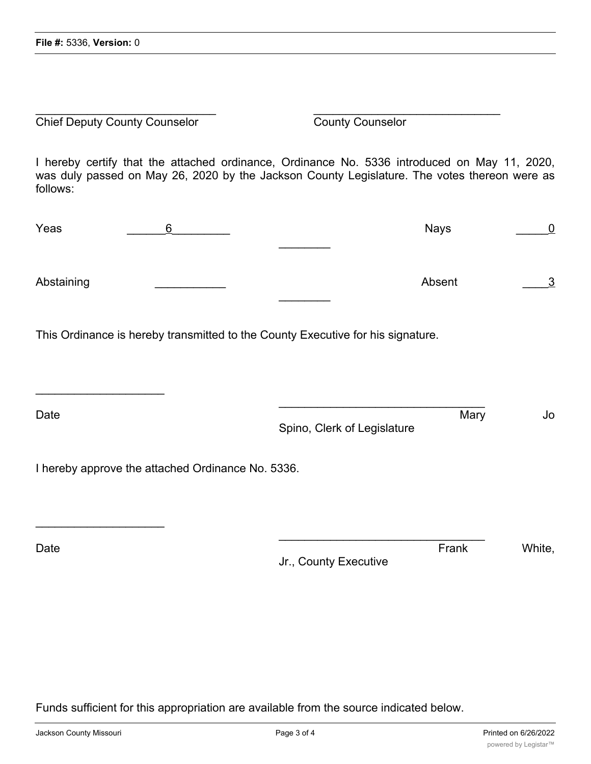_____________________________ Chief Deputy County Counselor

_____________________________ County Counselor

I hereby certify that the attached ordinance, Ordinance No. 5336 introduced on May 11, 2020, was duly passed on May 26, 2020 by the Jackson County Legislature. The votes thereon were as follows:

| | | | |
|---|---|---|---|
| Yeas | 6 | Nays | 0 |
| Abstaining | | Absent | 3 |

This Ordinance is hereby transmitted to the County Executive for his signature.

____________________ Date

________________________________ Mary Jo Spino, Clerk of Legislature

I hereby approve the attached Ordinance No. 5336.

____________________ Date

________________________________ Frank White, Jr., County Executive

Funds sufficient for this appropriation are available from the source indicated below.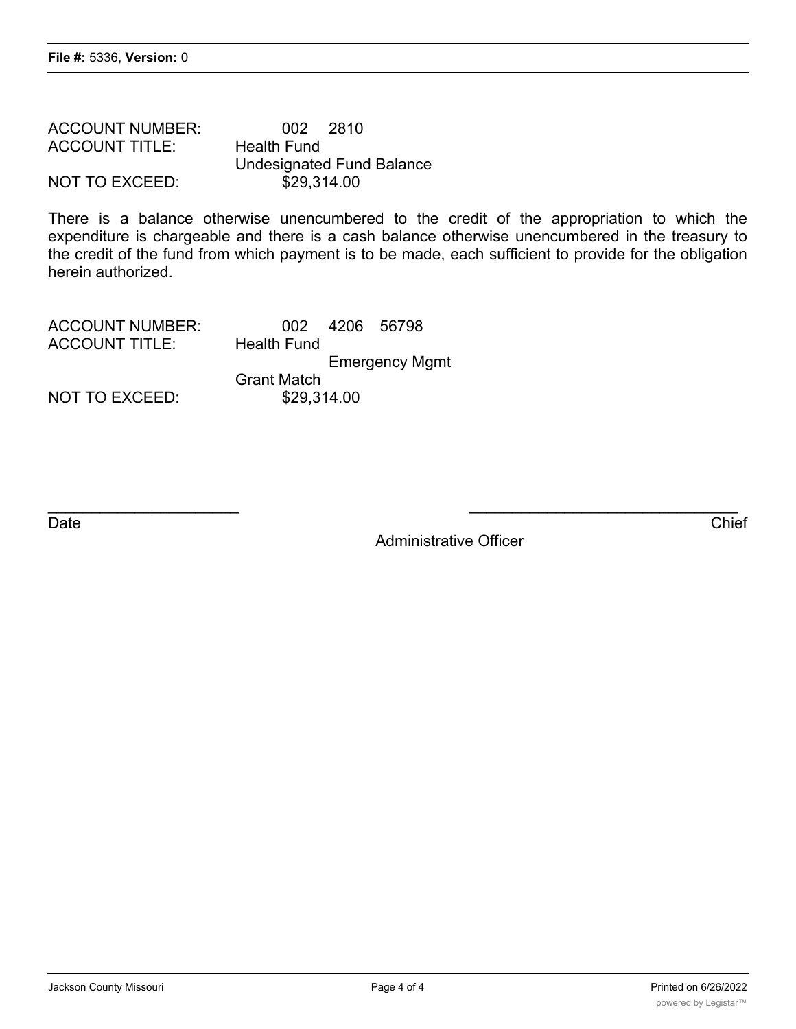ACCOUNT NUMBER: 002 2810
ACCOUNT TITLE: Health Fund
Undesignated Fund Balance
NOT TO EXCEED: $29,314.00

There is a balance otherwise unencumbered to the credit of the appropriation to which the expenditure is chargeable and there is a cash balance otherwise unencumbered in the treasury to the credit of the fund from which payment is to be made, each sufficient to provide for the obligation herein authorized.

ACCOUNT NUMBER: 002 4206 56798
ACCOUNT TITLE: Health Fund
Emergency Mgmt
Grant Match
NOT TO EXCEED: $29,314.00

\_\_\_\_\_\_\_\_\_\_\_\_\_\_\_\_\_\_\_\_\_\_ \_\_\_\_\_\_\_\_\_\_\_\_\_\_\_\_\_\_\_\_\_\_\_\_\_\_\_\_\_\_\_

Date Chief Administrative Officer